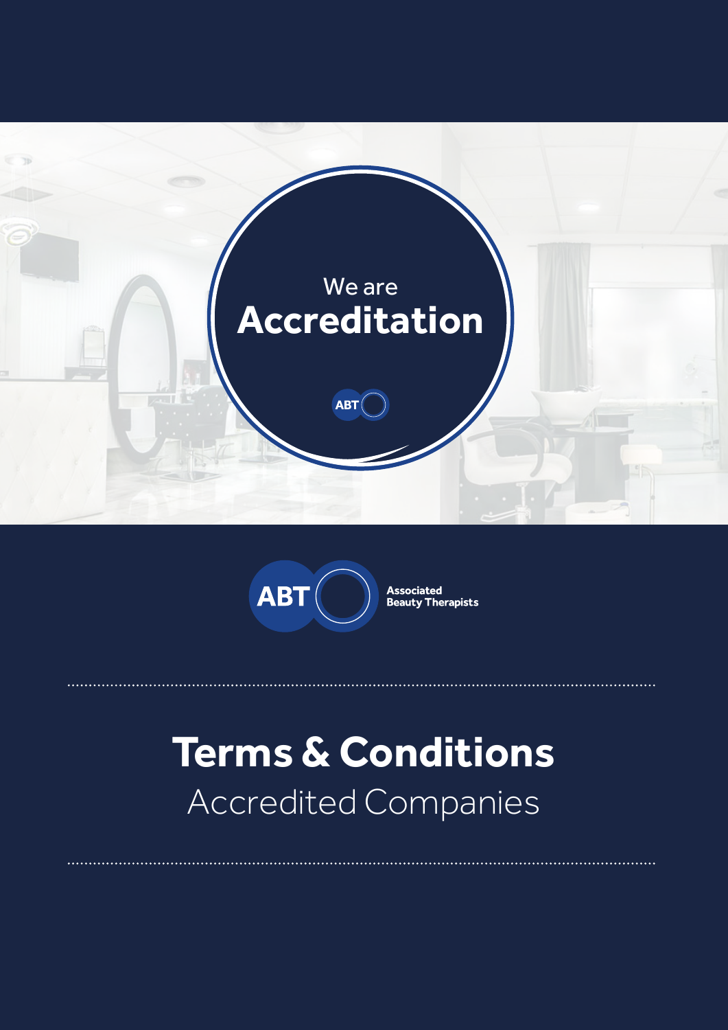We are
**Accreditation**

ABT

ABT Associated Beauty Therapists

# Terms & Conditions

## Accredited Companies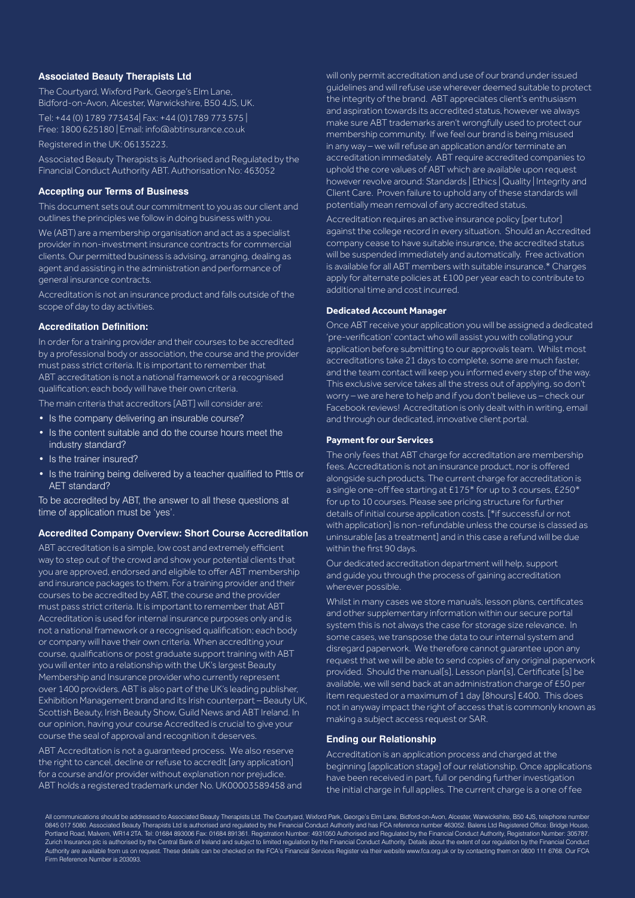### Associated Beauty Therapists Ltd

The Courtyard, Wixford Park, George's Elm Lane, Bidford-on-Avon, Alcester, Warwickshire, B50 4JS, UK.

Tel: +44 (0) 1789 773434| Fax: +44 (0)1789 773 575 | Free: 1800 625180 | Email: info@abtinsurance.co.uk

Registered in the UK: 06135223.

Associated Beauty Therapists is Authorised and Regulated by the Financial Conduct Authority ABT. Authorisation No: 463052

### Accepting our Terms of Business

This document sets out our commitment to you as our client and outlines the principles we follow in doing business with you.

We (ABT) are a membership organisation and act as a specialist provider in non-investment insurance contracts for commercial clients. Our permitted business is advising, arranging, dealing as agent and assisting in the administration and performance of general insurance contracts.

Accreditation is not an insurance product and falls outside of the scope of day to day activities.

### Accreditation Definition:

In order for a training provider and their courses to be accredited by a professional body or association, the course and the provider must pass strict criteria. It is important to remember that ABT accreditation is not a national framework or a recognised qualification; each body will have their own criteria.

The main criteria that accreditors [ABT] will consider are:

- Is the company delivering an insurable course?
- Is the content suitable and do the course hours meet the industry standard?
- Is the trainer insured?
- Is the training being delivered by a teacher qualified to Ptlls or AET standard?

To be accredited by ABT, the answer to all these questions at time of application must be 'yes'.

### Accredited Company Overview: Short Course Accreditation

ABT accreditation is a simple, low cost and extremely efficient way to step out of the crowd and show your potential clients that you are approved, endorsed and eligible to offer ABT membership and insurance packages to them. For a training provider and their courses to be accredited by ABT, the course and the provider must pass strict criteria. It is important to remember that ABT Accreditation is used for internal insurance purposes only and is not a national framework or a recognised qualification; each body or company will have their own criteria. When accrediting your course, qualifications or post graduate support training with ABT you will enter into a relationship with the UK's largest Beauty Membership and Insurance provider who currently represent over 1400 providers. ABT is also part of the UK's leading publisher, Exhibition Management brand and its Irish counterpart – Beauty UK, Scottish Beauty, Irish Beauty Show, Guild News and ABT Ireland. In our opinion, having your course Accredited is crucial to give your course the seal of approval and recognition it deserves.

ABT Accreditation is not a guaranteed process. We also reserve the right to cancel, decline or refuse to accredit [any application] for a course and/or provider without explanation nor prejudice. ABT holds a registered trademark under No. UK00003589458 and will only permit accreditation and use of our brand under issued guidelines and will refuse use wherever deemed suitable to protect the integrity of the brand. ABT appreciates client's enthusiasm and aspiration towards its accredited status, however we always make sure ABT trademarks aren't wrongfully used to protect our membership community. If we feel our brand is being misused in any way – we will refuse an application and/or terminate an accreditation immediately. ABT require accredited companies to uphold the core values of ABT which are available upon request however revolve around: Standards | Ethics | Quality | Integrity and Client Care. Proven failure to uphold any of these standards will potentially mean removal of any accredited status.

Accreditation requires an active insurance policy [per tutor] against the college record in every situation. Should an Accredited company cease to have suitable insurance, the accredited status will be suspended immediately and automatically. Free activation is available for all ABT members with suitable insurance.* Charges apply for alternate policies at £100 per year each to contribute to additional time and cost incurred.

### Dedicated Account Manager

Once ABT receive your application you will be assigned a dedicated 'pre-verification' contact who will assist you with collating your application before submitting to our approvals team. Whilst most accreditations take 21 days to complete, some are much faster, and the team contact will keep you informed every step of the way. This exclusive service takes all the stress out of applying, so don't worry – we are here to help and if you don't believe us – check our Facebook reviews! Accreditation is only dealt with in writing, email and through our dedicated, innovative client portal.

### Payment for our Services

The only fees that ABT charge for accreditation are membership fees. Accreditation is not an insurance product, nor is offered alongside such products. The current charge for accreditation is a single one-off fee starting at £175* for up to 3 courses, £250* for up to 10 courses. Please see pricing structure for further details of initial course application costs. [*if successful or not with application] is non-refundable unless the course is classed as uninsurable [as a treatment] and in this case a refund will be due within the first 90 days.

Our dedicated accreditation department will help, support and guide you through the process of gaining accreditation wherever possible.

Whilst in many cases we store manuals, lesson plans, certificates and other supplementary information within our secure portal system this is not always the case for storage size relevance. In some cases, we transpose the data to our internal system and disregard paperwork. We therefore cannot guarantee upon any request that we will be able to send copies of any original paperwork provided. Should the manual[s], Lesson plan[s], Certificate [s] be available, we will send back at an administration charge of £50 per item requested or a maximum of 1 day [8hours] £400. This does not in anyway impact the right of access that is commonly known as making a subject access request or SAR.

### Ending our Relationship

Accreditation is an application process and charged at the beginning [application stage] of our relationship. Once applications have been received in part, full or pending further investigation the initial charge in full applies. The current charge is a one of fee

All communications should be addressed to Associated Beauty Therapists Ltd. The Courtyard, Wixford Park, George's Elm Lane, Bidford-on-Avon, Alcester, Warwickshire, B50 4JS, telephone number 0845 017 5080. Associated Beauty Therapists Ltd is authorised and regulated by the Financial Conduct Authority and has FCA reference number 463052. Balens Ltd Registered Office: Bridge House, Portland Road, Malvern, WR14 2TA. Tel: 01684 893006 Fax: 01684 891361. Registration Number: 4931050 Authorised and Regulated by the Financial Conduct Authority, Registration Number: 305787. Zurich Insurance plc is authorised by the Central Bank of Ireland and subject to limited regulation by the Financial Conduct Authority. Details about the extent of our regulation by the Financial Conduct Authority are available from us on request. These details can be checked on the FCA's Financial Services Register via their website www.fca.org.uk or by contacting them on 0800 111 6768. Our FCA Firm Reference Number is 203093.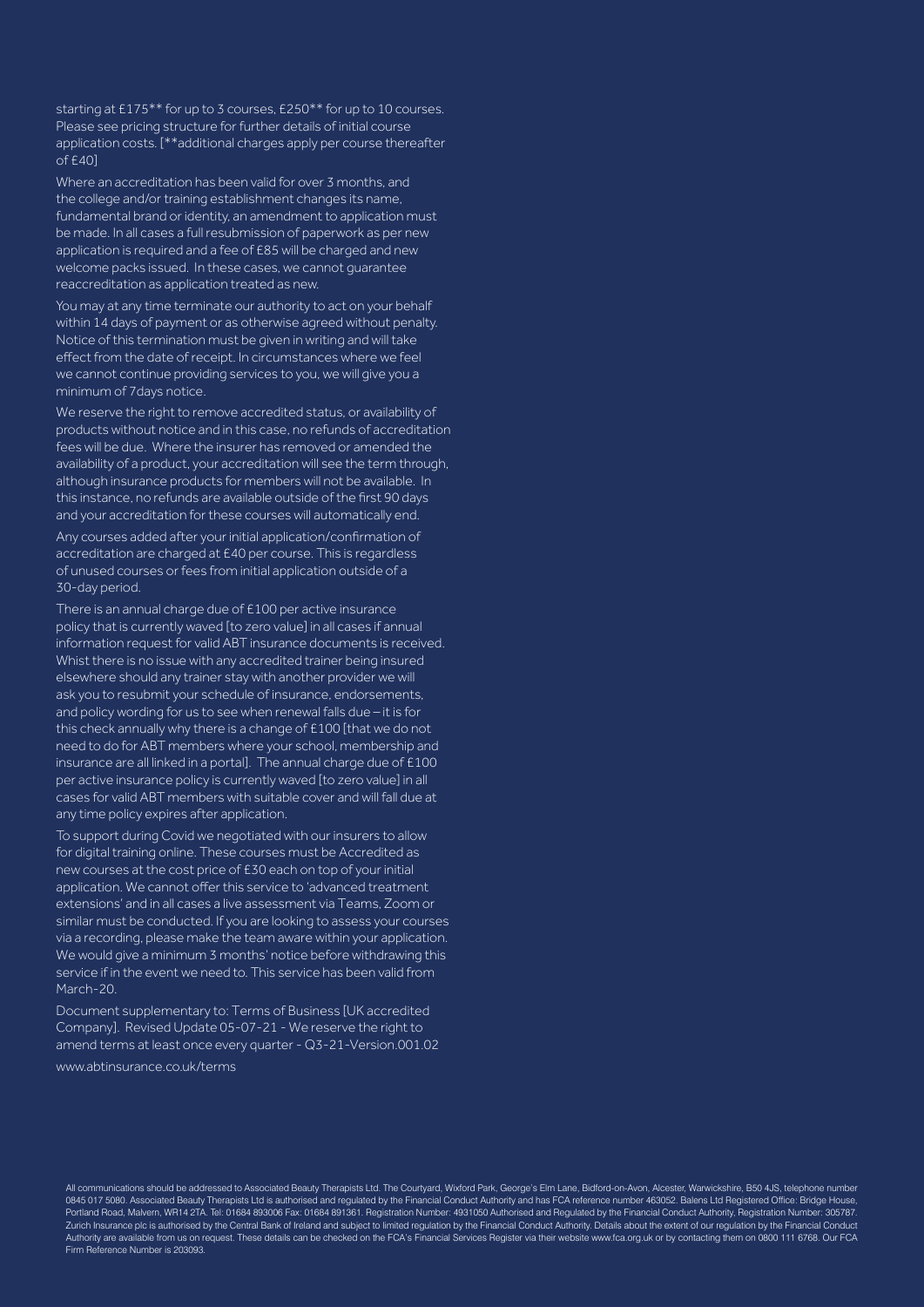starting at £175** for up to 3 courses, £250** for up to 10 courses. Please see pricing structure for further details of initial course application costs. [**additional charges apply per course thereafter of £40]

Where an accreditation has been valid for over 3 months, and the college and/or training establishment changes its name, fundamental brand or identity, an amendment to application must be made. In all cases a full resubmission of paperwork as per new application is required and a fee of £85 will be charged and new welcome packs issued. In these cases, we cannot guarantee reaccreditation as application treated as new.

You may at any time terminate our authority to act on your behalf within 14 days of payment or as otherwise agreed without penalty. Notice of this termination must be given in writing and will take effect from the date of receipt. In circumstances where we feel we cannot continue providing services to you, we will give you a minimum of 7days notice.

We reserve the right to remove accredited status, or availability of products without notice and in this case, no refunds of accreditation fees will be due. Where the insurer has removed or amended the availability of a product, your accreditation will see the term through, although insurance products for members will not be available. In this instance, no refunds are available outside of the first 90 days and your accreditation for these courses will automatically end.

Any courses added after your initial application/confirmation of accreditation are charged at £40 per course. This is regardless of unused courses or fees from initial application outside of a 30-day period.

There is an annual charge due of £100 per active insurance policy that is currently waved [to zero value] in all cases if annual information request for valid ABT insurance documents is received. Whist there is no issue with any accredited trainer being insured elsewhere should any trainer stay with another provider we will ask you to resubmit your schedule of insurance, endorsements, and policy wording for us to see when renewal falls due – it is for this check annually why there is a change of £100 [that we do not need to do for ABT members where your school, membership and insurance are all linked in a portal]. The annual charge due of £100 per active insurance policy is currently waved [to zero value] in all cases for valid ABT members with suitable cover and will fall due at any time policy expires after application.

To support during Covid we negotiated with our insurers to allow for digital training online. These courses must be Accredited as new courses at the cost price of £30 each on top of your initial application. We cannot offer this service to 'advanced treatment extensions' and in all cases a live assessment via Teams, Zoom or similar must be conducted. If you are looking to assess your courses via a recording, please make the team aware within your application. We would give a minimum 3 months' notice before withdrawing this service if in the event we need to. This service has been valid from March-20.

Document supplementary to: Terms of Business [UK accredited Company]. Revised Update 05-07-21 - We reserve the right to amend terms at least once every quarter - Q3-21-Version.001.02

www.abtinsurance.co.uk/terms

All communications should be addressed to Associated Beauty Therapists Ltd. The Courtyard, Wixford Park, George's Elm Lane, Bidford-on-Avon, Alcester, Warwickshire, B50 4JS, telephone number 0845 017 5080. Associated Beauty Therapists Ltd is authorised and regulated by the Financial Conduct Authority and has FCA reference number 463052. Balens Ltd Registered Office: Bridge House, Portland Road, Malvern, WR14 2TA. Tel: 01684 893006 Fax: 01684 891361. Registration Number: 4931050 Authorised and Regulated by the Financial Conduct Authority, Registration Number: 305787. Zurich Insurance plc is authorised by the Central Bank of Ireland and subject to limited regulation by the Financial Conduct Authority. Details about the extent of our regulation by the Financial Conduct Authority are available from us on request. These details can be checked on the FCA's Financial Services Register via their website www.fca.org.uk or by contacting them on 0800 111 6768. Our FCA Firm Reference Number is 203093.